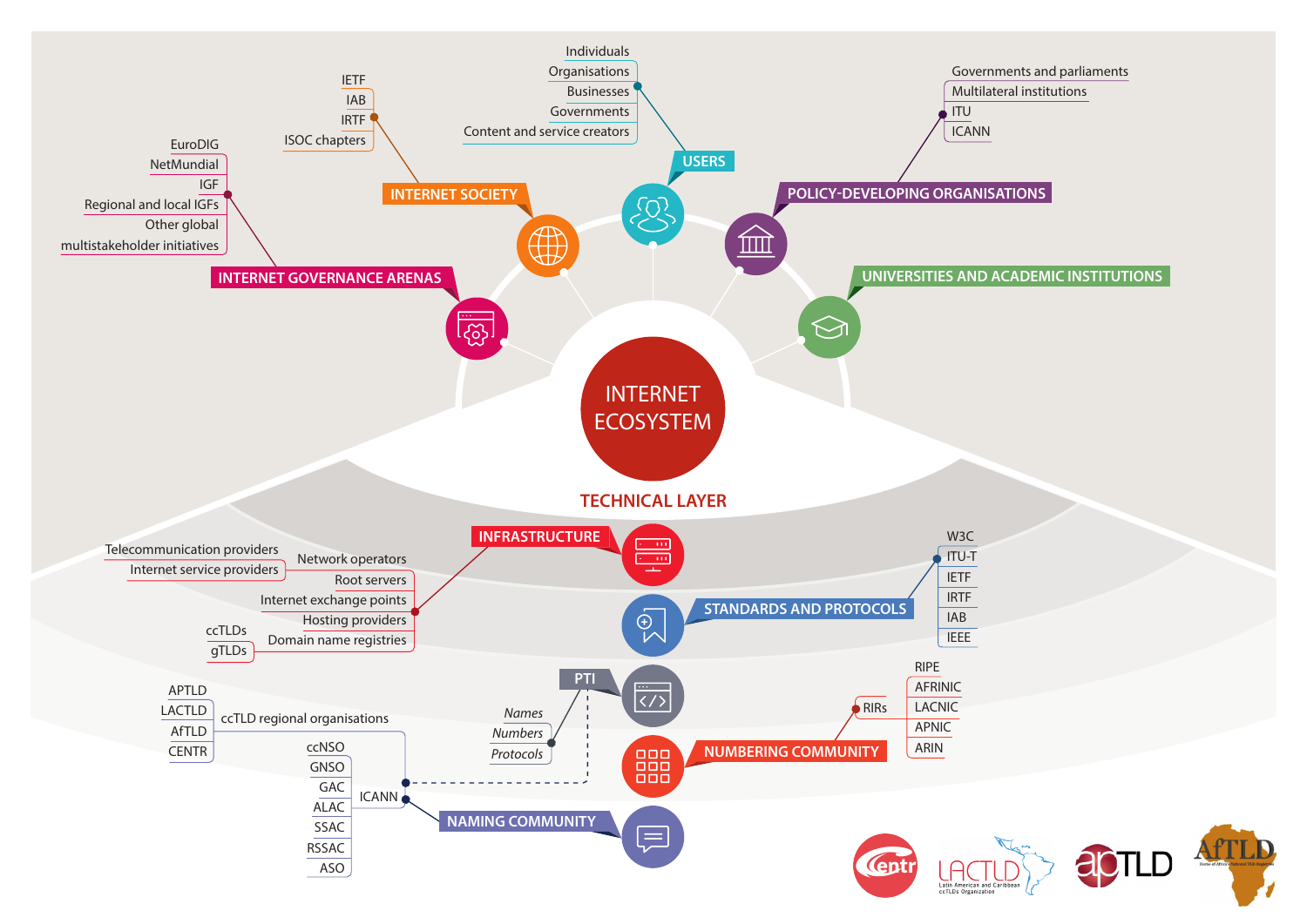# INTERNET ECOSYSTEM

## INTERNET GOVERNANCE ARENAS
- EuroDIG
- NetMundial
- IGF
- Regional and local IGFs
- Other global multistakeholder initiatives

## INTERNET SOCIETY
- IETF
- IAB
- IRTF
- ISOC chapters

## USERS
- Individuals
- Organisations
- Businesses
- Governments
- Content and service creators

## POLICY-DEVELOPING ORGANISATIONS
- Governments and parliaments
- Multilateral institutions
- ITU
- ICANN

## UNIVERSITIES AND ACADEMIC INSTITUTIONS

# TECHNICAL LAYER

## INFRASTRUCTURE
- Telecommunication providers
- Internet service providers
- Network operators
- Root servers
- Internet exchange points
- Hosting providers
- Domain name registries
  - ccTLDs
  - gTLDs

## STANDARDS AND PROTOCOLS
- W3C
- ITU-T
- IETF
- IRTF
- IAB
- IEEE

## PTI
- *Names*
- *Numbers*
- *Protocols*

## NUMBERING COMMUNITY
- RIRs
  - RIPE
  - AFRINIC
  - LACNIC
  - APNIC
  - ARIN

## NAMING COMMUNITY
- ICANN
  - ccNSO
  - GNSO
  - GAC
  - ALAC
  - SSAC
  - RSSAC
  - ASO
- ccTLD regional organisations
  - APTLD
  - LACTLD
  - AfTLD
  - CENTR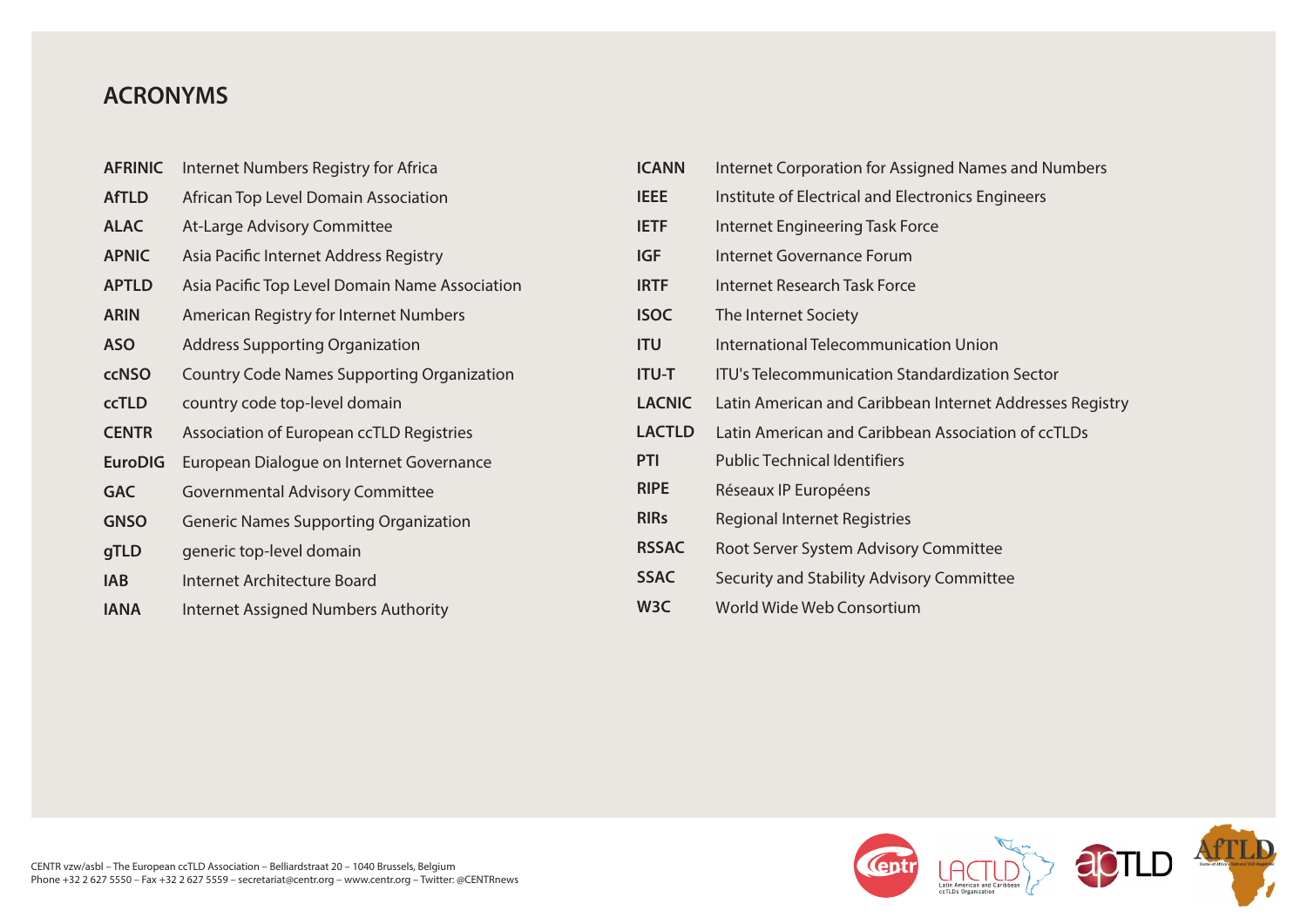## ACRONYMS

| | |
|---|---|
| **AFRINIC** | Internet Numbers Registry for Africa |
| **AfTLD** | African Top Level Domain Association |
| **ALAC** | At-Large Advisory Committee |
| **APNIC** | Asia Pacific Internet Address Registry |
| **APTLD** | Asia Pacific Top Level Domain Name Association |
| **ARIN** | American Registry for Internet Numbers |
| **ASO** | Address Supporting Organization |
| **ccNSO** | Country Code Names Supporting Organization |
| **ccTLD** | country code top-level domain |
| **CENTR** | Association of European ccTLD Registries |
| **EuroDIG** | European Dialogue on Internet Governance |
| **GAC** | Governmental Advisory Committee |
| **GNSO** | Generic Names Supporting Organization |
| **gTLD** | generic top-level domain |
| **IAB** | Internet Architecture Board |
| **IANA** | Internet Assigned Numbers Authority |
| **ICANN** | Internet Corporation for Assigned Names and Numbers |
| **IEEE** | Institute of Electrical and Electronics Engineers |
| **IETF** | Internet Engineering Task Force |
| **IGF** | Internet Governance Forum |
| **IRTF** | Internet Research Task Force |
| **ISOC** | The Internet Society |
| **ITU** | International Telecommunication Union |
| **ITU-T** | ITU's Telecommunication Standardization Sector |
| **LACNIC** | Latin American and Caribbean Internet Addresses Registry |
| **LACTLD** | Latin American and Caribbean Association of ccTLDs |
| **PTI** | Public Technical Identifiers |
| **RIPE** | Réseaux IP Européens |
| **RIRs** | Regional Internet Registries |
| **RSSAC** | Root Server System Advisory Committee |
| **SSAC** | Security and Stability Advisory Committee |
| **W3C** | World Wide Web Consortium |

CENTR vzw/asbl – The European ccTLD Association – Belliardstraat 20 – 1040 Brussels, Belgium
Phone +32 2 627 5550 – Fax +32 2 627 5559 – secretariat@centr.org – www.centr.org – Twitter: @CENTRnews